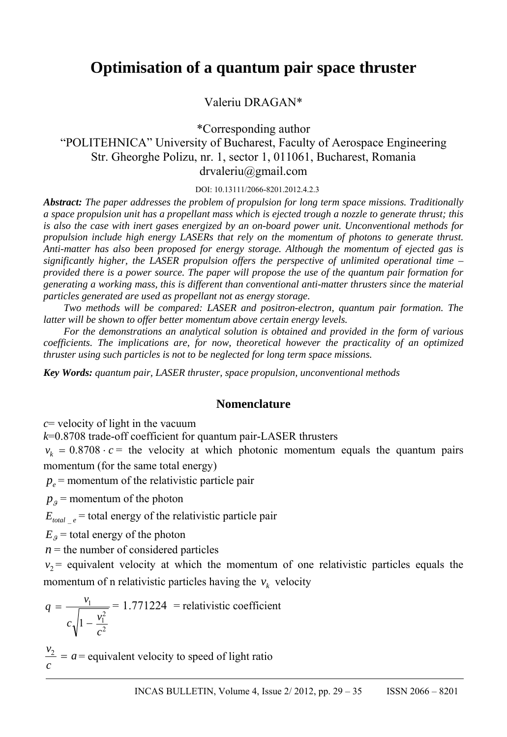# Optimisation of a quantum pair space thruster

Valeriu DRAGAN*

*Corresponding author
"POLITEHNICA" University of Bucharest, Faculty of Aerospace Engineering
Str. Gheorghe Polizu, nr. 1, sector 1, 011061, Bucharest, Romania
drvaleriu@gmail.com

DOI: 10.13111/2066-8201.2012.4.2.3

***Abstract:*** *The paper addresses the problem of propulsion for long term space missions. Traditionally a space propulsion unit has a propellant mass which is ejected trough a nozzle to generate thrust; this is also the case with inert gases energized by an on-board power unit. Unconventional methods for propulsion include high energy LASERs that rely on the momentum of photons to generate thrust. Anti-matter has also been proposed for energy storage. Although the momentum of ejected gas is significantly higher, the LASER propulsion offers the perspective of unlimited operational time – provided there is a power source. The paper will propose the use of the quantum pair formation for generating a working mass, this is different than conventional anti-matter thrusters since the material particles generated are used as propellant not as energy storage.*

*Two methods will be compared: LASER and positron-electron, quantum pair formation. The latter will be shown to offer better momentum above certain energy levels.*

*For the demonstrations an analytical solution is obtained and provided in the form of various coefficients. The implications are, for now, theoretical however the practicality of an optimized thruster using such particles is not to be neglected for long term space missions.*

***Key Words:*** *quantum pair, LASER thruster, space propulsion, unconventional methods*

## Nomenclature

$c$= velocity of light in the vacuum

$k$=0.8708 trade-off coefficient for quantum pair-LASER thrusters

$v_k = 0.8708 \cdot c$ = the velocity at which photonic momentum equals the quantum pairs momentum (for the same total energy)

$p_e$ = momentum of the relativistic particle pair

$p_\vartheta$ = momentum of the photon

$E_{total\_e}$ = total energy of the relativistic particle pair

$E_\vartheta$ = total energy of the photon

$n$ = the number of considered particles

$v_2$ = equivalent velocity at which the momentum of one relativistic particles equals the momentum of n relativistic particles having the $v_k$ velocity

$q = \dfrac{v_1}{c\sqrt{1 - \dfrac{v_1^2}{c^2}}} = 1.771224$ = relativistic coefficient

$\dfrac{v_2}{c} = a$ = equivalent velocity to speed of light ratio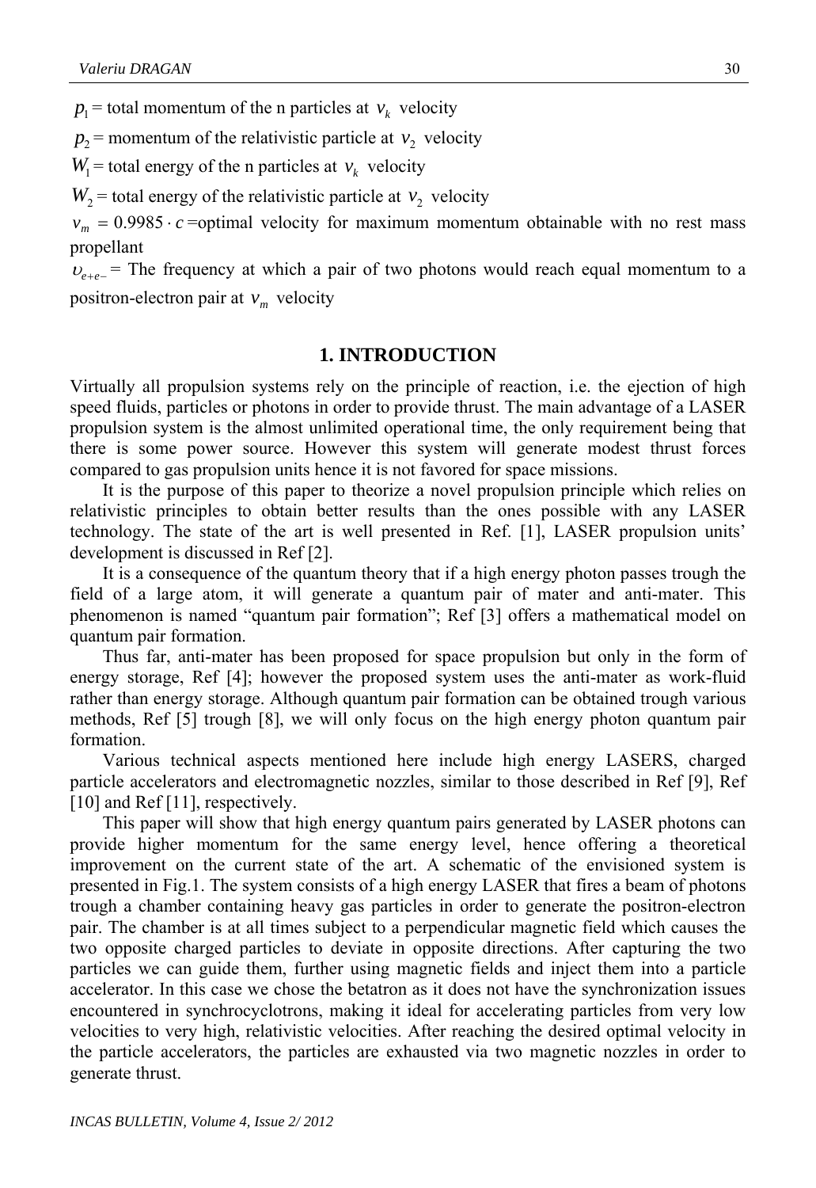$p_1$ = total momentum of the n particles at $v_k$ velocity

$p_2$ = momentum of the relativistic particle at $v_2$ velocity

$W_1$ = total energy of the n particles at $v_k$ velocity

$W_2$ = total energy of the relativistic particle at $v_2$ velocity

$v_m = 0.9985 \cdot c$ =optimal velocity for maximum momentum obtainable with no rest mass propellant

$\upsilon_{e+e-}$ = The frequency at which a pair of two photons would reach equal momentum to a positron-electron pair at $v_m$ velocity

## 1. INTRODUCTION

Virtually all propulsion systems rely on the principle of reaction, i.e. the ejection of high speed fluids, particles or photons in order to provide thrust. The main advantage of a LASER propulsion system is the almost unlimited operational time, the only requirement being that there is some power source. However this system will generate modest thrust forces compared to gas propulsion units hence it is not favored for space missions.

It is the purpose of this paper to theorize a novel propulsion principle which relies on relativistic principles to obtain better results than the ones possible with any LASER technology. The state of the art is well presented in Ref. [1], LASER propulsion units' development is discussed in Ref [2].

It is a consequence of the quantum theory that if a high energy photon passes trough the field of a large atom, it will generate a quantum pair of mater and anti-mater. This phenomenon is named "quantum pair formation"; Ref [3] offers a mathematical model on quantum pair formation.

Thus far, anti-mater has been proposed for space propulsion but only in the form of energy storage, Ref [4]; however the proposed system uses the anti-mater as work-fluid rather than energy storage. Although quantum pair formation can be obtained trough various methods, Ref [5] trough [8], we will only focus on the high energy photon quantum pair formation.

Various technical aspects mentioned here include high energy LASERS, charged particle accelerators and electromagnetic nozzles, similar to those described in Ref [9], Ref [10] and Ref [11], respectively.

This paper will show that high energy quantum pairs generated by LASER photons can provide higher momentum for the same energy level, hence offering a theoretical improvement on the current state of the art. A schematic of the envisioned system is presented in Fig.1. The system consists of a high energy LASER that fires a beam of photons trough a chamber containing heavy gas particles in order to generate the positron-electron pair. The chamber is at all times subject to a perpendicular magnetic field which causes the two opposite charged particles to deviate in opposite directions. After capturing the two particles we can guide them, further using magnetic fields and inject them into a particle accelerator. In this case we chose the betatron as it does not have the synchronization issues encountered in synchrocyclotrons, making it ideal for accelerating particles from very low velocities to very high, relativistic velocities. After reaching the desired optimal velocity in the particle accelerators, the particles are exhausted via two magnetic nozzles in order to generate thrust.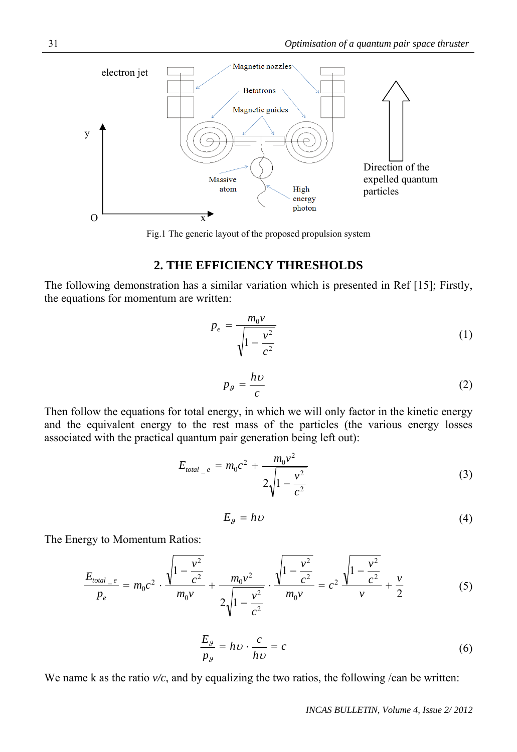Fig.1 The generic layout of the proposed propulsion system

## 2. THE EFFICIENCY THRESHOLDS

The following demonstration has a similar variation which is presented in Ref [15]; Firstly, the equations for momentum are written:

$$p_e = \frac{m_0 v}{\sqrt{1 - \frac{v^2}{c^2}}} \tag{1}$$

$$p_\vartheta = \frac{h\upsilon}{c} \tag{2}$$

Then follow the equations for total energy, in which we will only factor in the kinetic energy and the equivalent energy to the rest mass of the particles (the various energy losses associated with the practical quantum pair generation being left out):

$$E_{total\_e} = m_0 c^2 + \frac{m_0 v^2}{2\sqrt{1 - \frac{v^2}{c^2}}} \tag{3}$$

$$E_\vartheta = h\upsilon \tag{4}$$

The Energy to Momentum Ratios:

$$\frac{E_{total\_e}}{p_e} = m_0 c^2 \cdot \frac{\sqrt{1 - \frac{v^2}{c^2}}}{m_0 v} + \frac{m_0 v^2}{2\sqrt{1 - \frac{v^2}{c^2}}} \cdot \frac{\sqrt{1 - \frac{v^2}{c^2}}}{m_0 v} = c^2 \frac{\sqrt{1 - \frac{v^2}{c^2}}}{v} + \frac{v}{2} \tag{5}$$

$$\frac{E_\vartheta}{p_\vartheta} = h\upsilon \cdot \frac{c}{h\upsilon} = c \tag{6}$$

We name k as the ratio *v/c*, and by equalizing the two ratios, the following /can be written: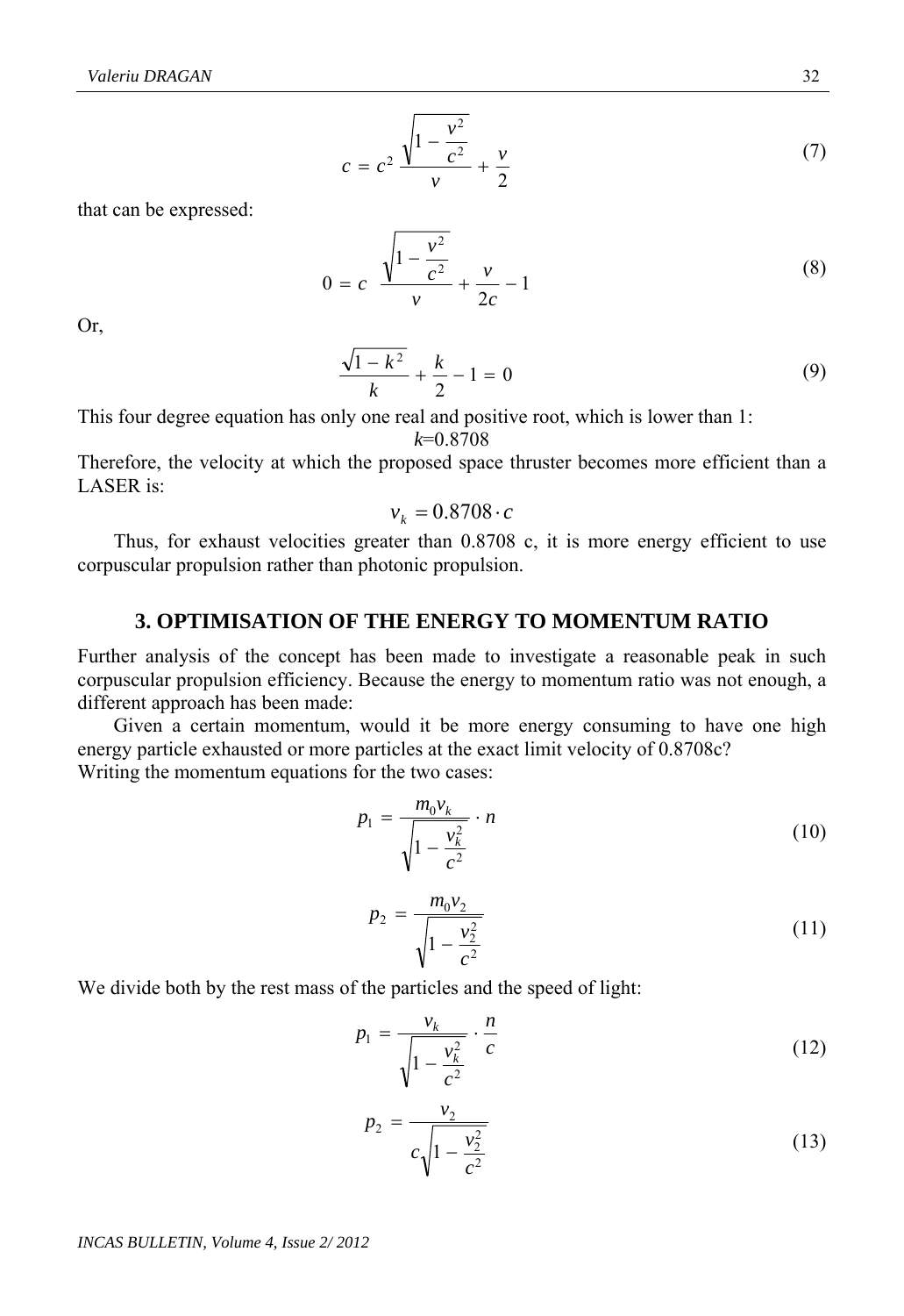$$c = c^2 \frac{\sqrt{1 - \frac{v^2}{c^2}}}{v} + \frac{v}{2} \tag{7}$$

that can be expressed:

$$0 = c \frac{\sqrt{1 - \frac{v^2}{c^2}}}{v} + \frac{v}{2c} - 1 \tag{8}$$

Or,

$$\frac{\sqrt{1 - k^2}}{k} + \frac{k}{2} - 1 = 0 \tag{9}$$

This four degree equation has only one real and positive root, which is lower than 1:

$k$=0.8708

Therefore, the velocity at which the proposed space thruster becomes more efficient than a LASER is:

$$v_k = 0.8708 \cdot c$$

Thus, for exhaust velocities greater than 0.8708 c, it is more energy efficient to use corpuscular propulsion rather than photonic propulsion.

## 3. OPTIMISATION OF THE ENERGY TO MOMENTUM RATIO

Further analysis of the concept has been made to investigate a reasonable peak in such corpuscular propulsion efficiency. Because the energy to momentum ratio was not enough, a different approach has been made:

Given a certain momentum, would it be more energy consuming to have one high energy particle exhausted or more particles at the exact limit velocity of 0.8708c?

Writing the momentum equations for the two cases:

$$p_1 = \frac{m_0 v_k}{\sqrt{1 - \frac{v_k^2}{c^2}}} \cdot n \tag{10}$$

$$p_2 = \frac{m_0 v_2}{\sqrt{1 - \frac{v_2^2}{c^2}}} \tag{11}$$

We divide both by the rest mass of the particles and the speed of light:

$$p_1 = \frac{v_k}{\sqrt{1 - \frac{v_k^2}{c^2}}} \cdot \frac{n}{c} \tag{12}$$

$$p_2 = \frac{v_2}{c\sqrt{1 - \frac{v_2^2}{c^2}}} \tag{13}$$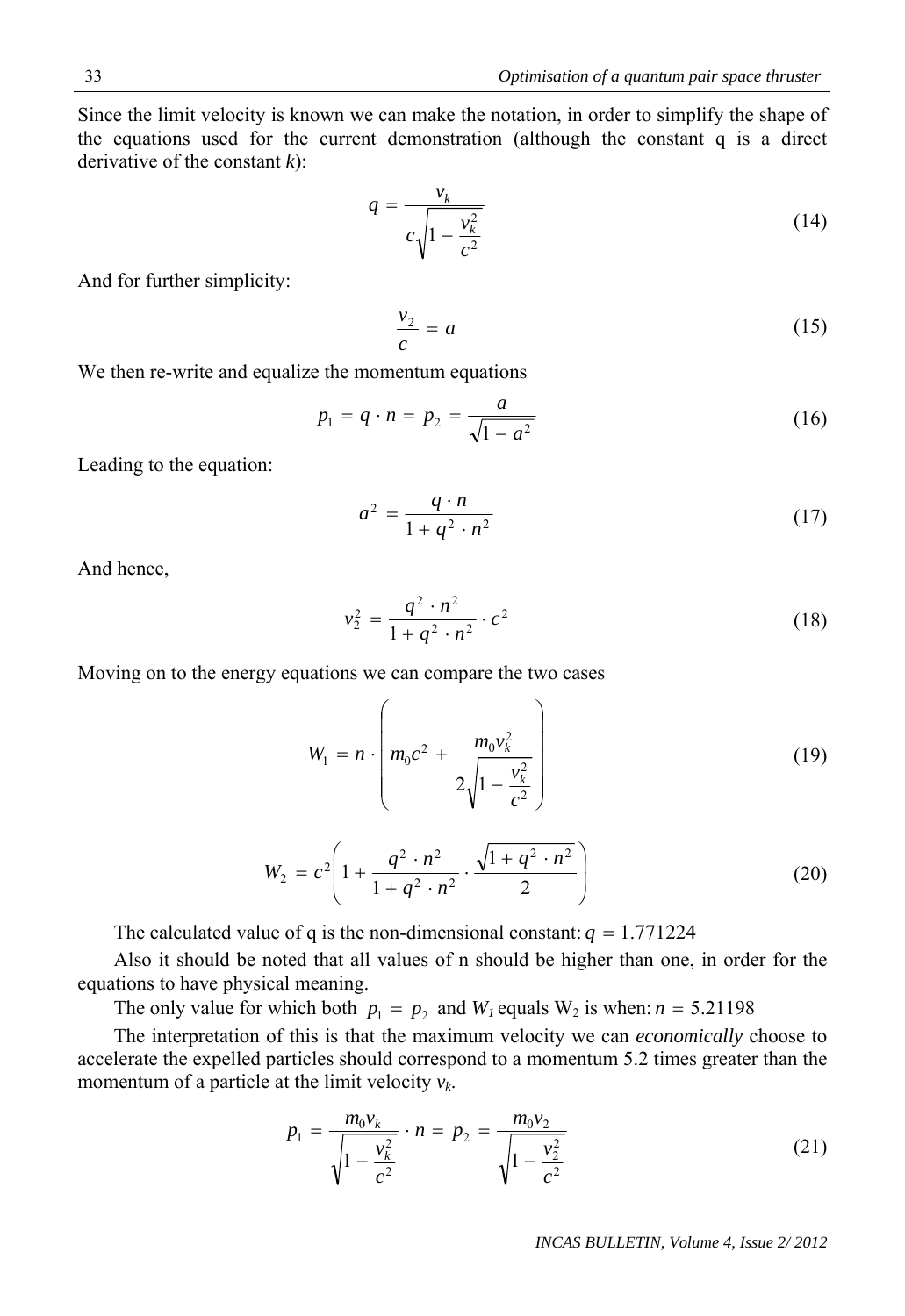Since the limit velocity is known we can make the notation, in order to simplify the shape of the equations used for the current demonstration (although the constant q is a direct derivative of the constant *k*):

$$q = \frac{v_k}{c\sqrt{1 - \frac{v_k^2}{c^2}}} \tag{14}$$

And for further simplicity:

$$\frac{v_2}{c} = a \tag{15}$$

We then re-write and equalize the momentum equations

$$p_1 = q \cdot n = p_2 = \frac{a}{\sqrt{1 - a^2}} \tag{16}$$

Leading to the equation:

$$a^2 = \frac{q \cdot n}{1 + q^2 \cdot n^2} \tag{17}$$

And hence,

$$v_2^2 = \frac{q^2 \cdot n^2}{1 + q^2 \cdot n^2} \cdot c^2 \tag{18}$$

Moving on to the energy equations we can compare the two cases

$$W_1 = n \cdot \left( m_0 c^2 + \frac{m_0 v_k^2}{2\sqrt{1 - \frac{v_k^2}{c^2}}} \right) \tag{19}$$

$$W_2 = c^2 \left( 1 + \frac{q^2 \cdot n^2}{1 + q^2 \cdot n^2} \cdot \frac{\sqrt{1 + q^2 \cdot n^2}}{2} \right) \tag{20}$$

The calculated value of q is the non-dimensional constant: $q = 1.771224$

Also it should be noted that all values of n should be higher than one, in order for the equations to have physical meaning.

The only value for which both $p_1 = p_2$ and $W_1$ equals $W_2$ is when: $n = 5.21198$

The interpretation of this is that the maximum velocity we can *economically* choose to accelerate the expelled particles should correspond to a momentum 5.2 times greater than the momentum of a particle at the limit velocity $v_k$.

$$p_1 = \frac{m_0 v_k}{\sqrt{1 - \frac{v_k^2}{c^2}}} \cdot n = p_2 = \frac{m_0 v_2}{\sqrt{1 - \frac{v_2^2}{c^2}}} \tag{21}$$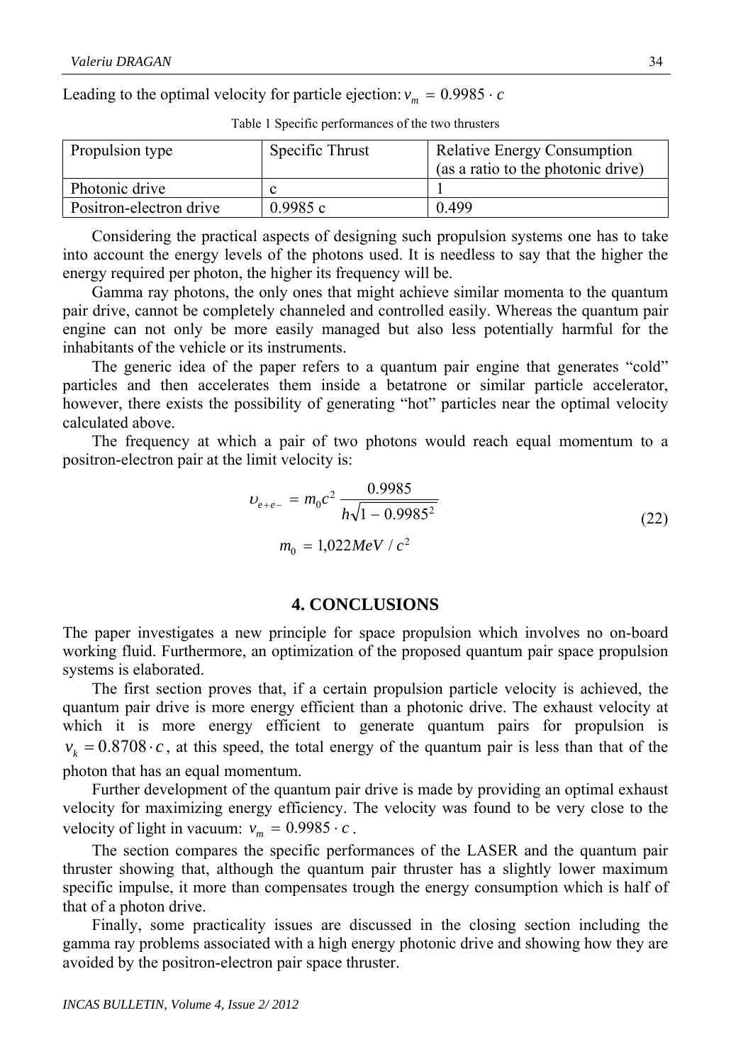Leading to the optimal velocity for particle ejection: $v_m = 0.9985 \cdot c$

Table 1 Specific performances of the two thrusters

| Propulsion type | Specific Thrust | Relative Energy Consumption (as a ratio to the photonic drive) |
|---|---|---|
| Photonic drive | c | 1 |
| Positron-electron drive | 0.9985 c | 0.499 |

Considering the practical aspects of designing such propulsion systems one has to take into account the energy levels of the photons used. It is needless to say that the higher the energy required per photon, the higher its frequency will be.

Gamma ray photons, the only ones that might achieve similar momenta to the quantum pair drive, cannot be completely channeled and controlled easily. Whereas the quantum pair engine can not only be more easily managed but also less potentially harmful for the inhabitants of the vehicle or its instruments.

The generic idea of the paper refers to a quantum pair engine that generates "cold" particles and then accelerates them inside a betatrone or similar particle accelerator, however, there exists the possibility of generating "hot" particles near the optimal velocity calculated above.

The frequency at which a pair of two photons would reach equal momentum to a positron-electron pair at the limit velocity is:

$$\upsilon_{e+e-} = m_0 c^2 \frac{0.9985}{h\sqrt{1 - 0.9985^2}}$$
$$m_0 = 1{,}022 MeV / c^2 \tag{22}$$

## 4. CONCLUSIONS

The paper investigates a new principle for space propulsion which involves no on-board working fluid. Furthermore, an optimization of the proposed quantum pair space propulsion systems is elaborated.

The first section proves that, if a certain propulsion particle velocity is achieved, the quantum pair drive is more energy efficient than a photonic drive. The exhaust velocity at which it is more energy efficient to generate quantum pairs for propulsion is $v_k = 0.8708 \cdot c$, at this speed, the total energy of the quantum pair is less than that of the photon that has an equal momentum.

Further development of the quantum pair drive is made by providing an optimal exhaust velocity for maximizing energy efficiency. The velocity was found to be very close to the velocity of light in vacuum: $v_m = 0.9985 \cdot c$.

The section compares the specific performances of the LASER and the quantum pair thruster showing that, although the quantum pair thruster has a slightly lower maximum specific impulse, it more than compensates trough the energy consumption which is half of that of a photon drive.

Finally, some practicality issues are discussed in the closing section including the gamma ray problems associated with a high energy photonic drive and showing how they are avoided by the positron-electron pair space thruster.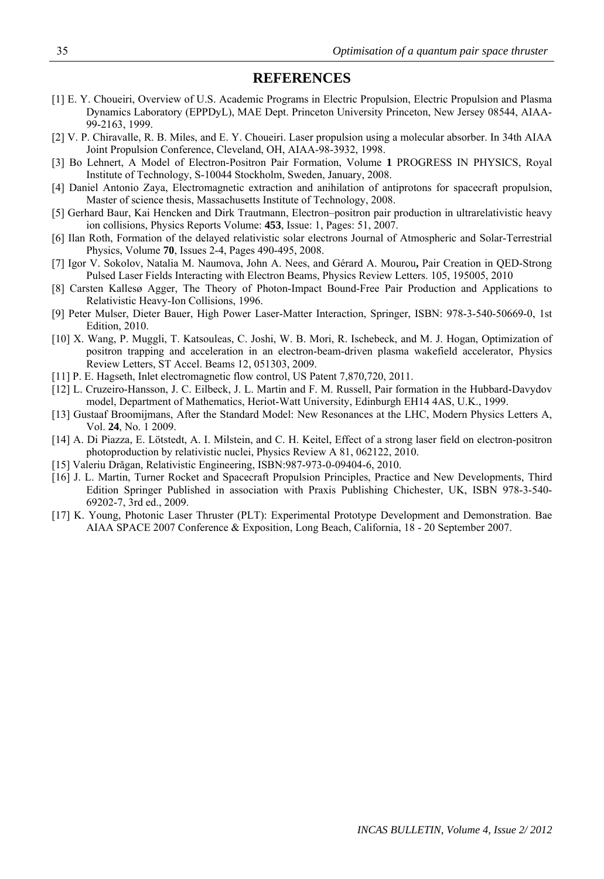## REFERENCES

[1] E. Y. Choueiri, Overview of U.S. Academic Programs in Electric Propulsion, Electric Propulsion and Plasma Dynamics Laboratory (EPPDyL), MAE Dept. Princeton University Princeton, New Jersey 08544, AIAA-99-2163, 1999.

[2] V. P. Chiravalle, R. B. Miles, and E. Y. Choueiri. Laser propulsion using a molecular absorber. In 34th AIAA Joint Propulsion Conference, Cleveland, OH, AIAA-98-3932, 1998.

[3] Bo Lehnert, A Model of Electron-Positron Pair Formation, Volume **1** PROGRESS IN PHYSICS, Royal Institute of Technology, S-10044 Stockholm, Sweden, January, 2008.

[4] Daniel Antonio Zaya, Electromagnetic extraction and anihilation of antiprotons for spacecraft propulsion, Master of science thesis, Massachusetts Institute of Technology, 2008.

[5] Gerhard Baur, Kai Hencken and Dirk Trautmann, Electron–positron pair production in ultrarelativistic heavy ion collisions, Physics Reports Volume: **453**, Issue: 1, Pages: 51, 2007.

[6] Ilan Roth, Formation of the delayed relativistic solar electrons Journal of Atmospheric and Solar-Terrestrial Physics, Volume **70**, Issues 2-4, Pages 490-495, 2008.

[7] Igor V. Sokolov, Natalia M. Naumova, John A. Nees, and Gérard A. Mourou**,** Pair Creation in QED-Strong Pulsed Laser Fields Interacting with Electron Beams, Physics Review Letters. 105, 195005, 2010

[8] Carsten Kallesø Agger, The Theory of Photon-Impact Bound-Free Pair Production and Applications to Relativistic Heavy-Ion Collisions, 1996.

[9] Peter Mulser, Dieter Bauer, High Power Laser-Matter Interaction, Springer, ISBN: 978-3-540-50669-0, 1st Edition, 2010.

[10] X. Wang, P. Muggli, T. Katsouleas, C. Joshi, W. B. Mori, R. Ischebeck, and M. J. Hogan, Optimization of positron trapping and acceleration in an electron-beam-driven plasma wakefield accelerator, Physics Review Letters, ST Accel. Beams 12, 051303, 2009.

[11] P. E. Hagseth, Inlet electromagnetic flow control, US Patent 7,870,720, 2011.

[12] L. Cruzeiro-Hansson, J. C. Eilbeck, J. L. Martin and F. M. Russell, Pair formation in the Hubbard-Davydov model, Department of Mathematics, Heriot-Watt University, Edinburgh EH14 4AS, U.K., 1999.

[13] Gustaaf Broomijmans, After the Standard Model: New Resonances at the LHC, Modern Physics Letters A, Vol. **24**, No. 1 2009.

[14] A. Di Piazza, E. Lötstedt, A. I. Milstein, and C. H. Keitel, Effect of a strong laser field on electron-positron photoproduction by relativistic nuclei, Physics Review A 81, 062122, 2010.

[15] Valeriu Drăgan, Relativistic Engineering, ISBN:987-973-0-09404-6, 2010.

[16] J. L. Martin, Turner Rocket and Spacecraft Propulsion Principles, Practice and New Developments, Third Edition Springer Published in association with Praxis Publishing Chichester, UK, ISBN 978-3-540-69202-7, 3rd ed., 2009.

[17] K. Young, Photonic Laser Thruster (PLT): Experimental Prototype Development and Demonstration. Bae AIAA SPACE 2007 Conference & Exposition, Long Beach, California, 18 - 20 September 2007.